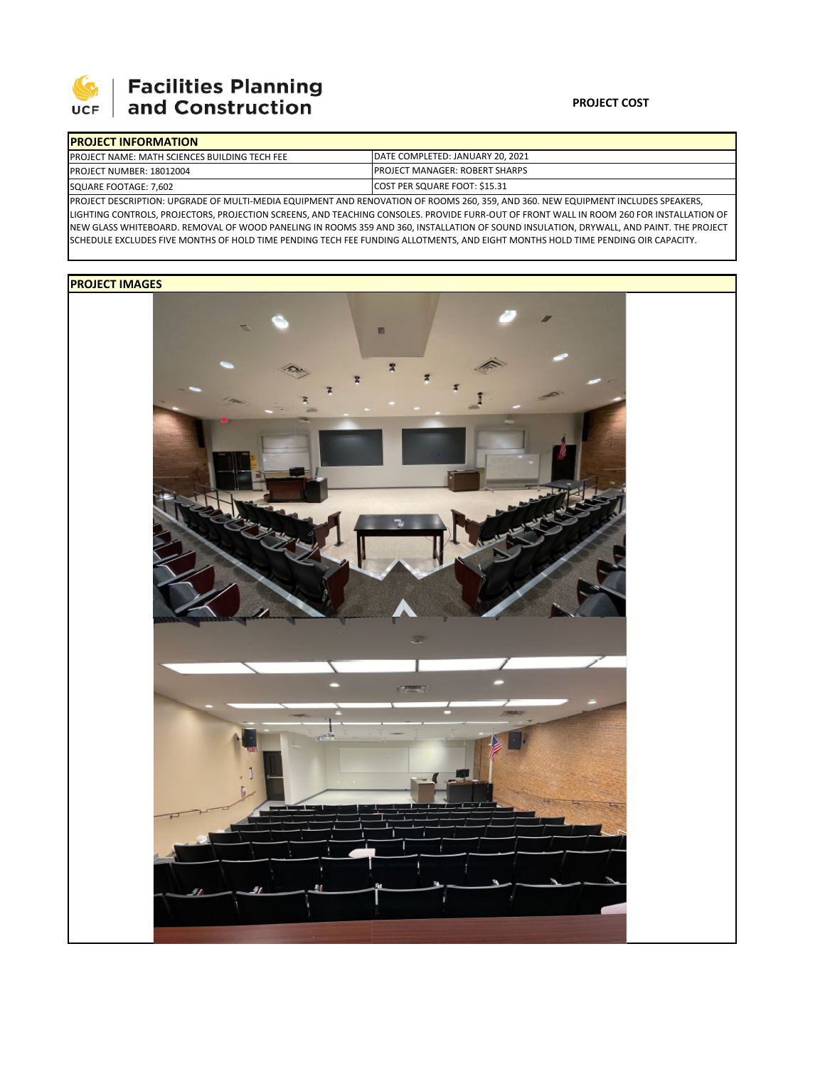Facilities Planning and Construction

**PROJECT COST**

## PROJECT INFORMATION

| | |
|---|---|
| PROJECT NAME: MATH SCIENCES BUILDING TECH FEE | DATE COMPLETED: JANUARY 20, 2021 |
| PROJECT NUMBER: 18012004 | PROJECT MANAGER: ROBERT SHARPS |
| SQUARE FOOTAGE: 7,602 | COST PER SQUARE FOOT: $15.31 |

PROJECT DESCRIPTION: UPGRADE OF MULTI-MEDIA EQUIPMENT AND RENOVATION OF ROOMS 260, 359, AND 360. NEW EQUIPMENT INCLUDES SPEAKERS, LIGHTING CONTROLS, PROJECTORS, PROJECTION SCREENS, AND TEACHING CONSOLES. PROVIDE FURR-OUT OF FRONT WALL IN ROOM 260 FOR INSTALLATION OF NEW GLASS WHITEBOARD. REMOVAL OF WOOD PANELING IN ROOMS 359 AND 360, INSTALLATION OF SOUND INSULATION, DRYWALL, AND PAINT. THE PROJECT SCHEDULE EXCLUDES FIVE MONTHS OF HOLD TIME PENDING TECH FEE FUNDING ALLOTMENTS, AND EIGHT MONTHS HOLD TIME PENDING OIR CAPACITY.

## PROJECT IMAGES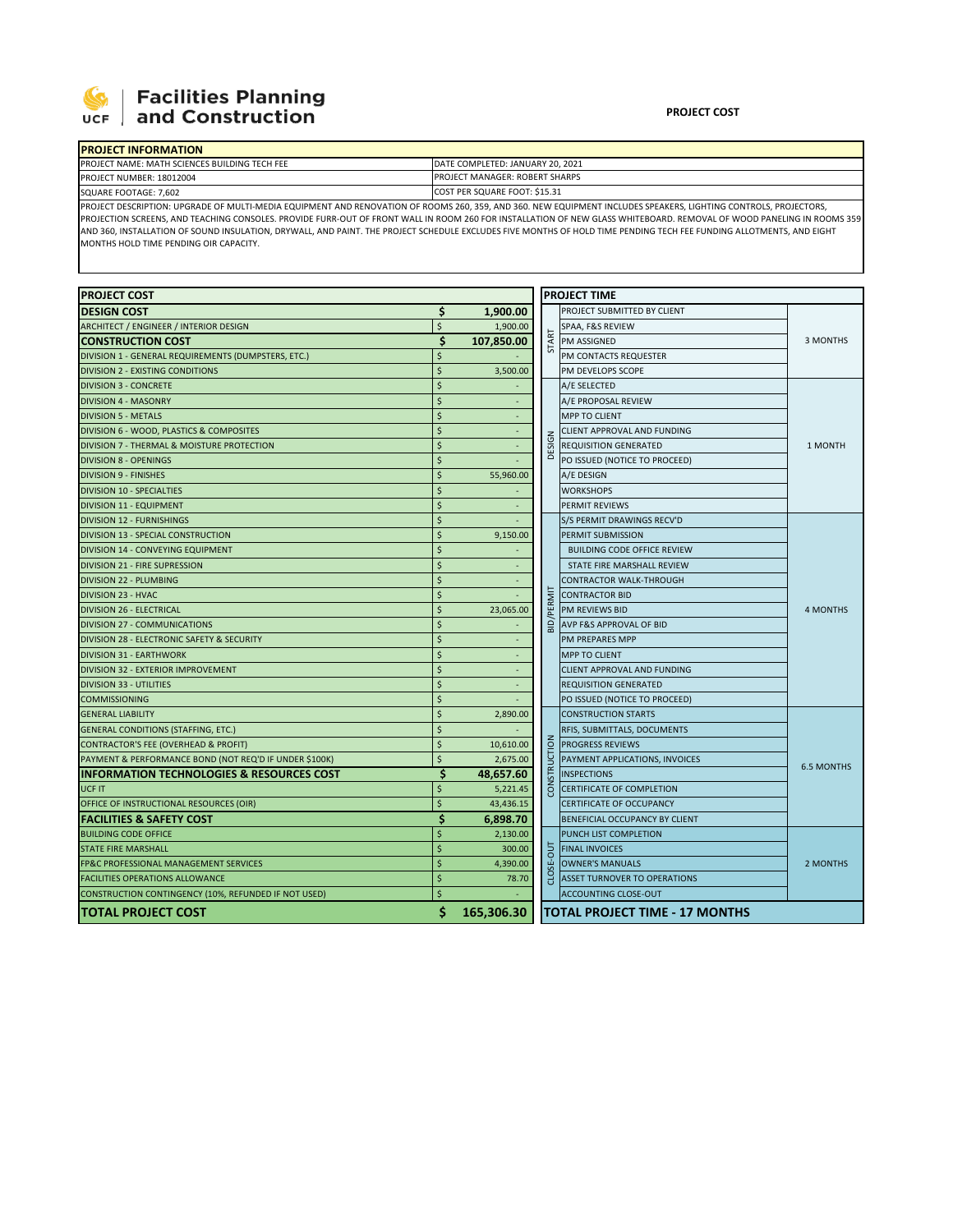**Facilities Planning and Construction**

**PROJECT COST**

| PROJECT INFORMATION | |
|---|---|
| PROJECT NAME: MATH SCIENCES BUILDING TECH FEE | DATE COMPLETED: JANUARY 20, 2021 |
| PROJECT NUMBER: 18012004 | PROJECT MANAGER: ROBERT SHARPS |
| SQUARE FOOTAGE: 7,602 | COST PER SQUARE FOOT: $15.31 |

PROJECT DESCRIPTION: UPGRADE OF MULTI-MEDIA EQUIPMENT AND RENOVATION OF ROOMS 260, 359, AND 360. NEW EQUIPMENT INCLUDES SPEAKERS, LIGHTING CONTROLS, PROJECTORS, PROJECTION SCREENS, AND TEACHING CONSOLES. PROVIDE FURR-OUT OF FRONT WALL IN ROOM 260 FOR INSTALLATION OF NEW GLASS WHITEBOARD. REMOVAL OF WOOD PANELING IN ROOMS 359 AND 360, INSTALLATION OF SOUND INSULATION, DRYWALL, AND PAINT. THE PROJECT SCHEDULE EXCLUDES FIVE MONTHS OF HOLD TIME PENDING TECH FEE FUNDING ALLOTMENTS, AND EIGHT MONTHS HOLD TIME PENDING OIR CAPACITY.

| PROJECT COST | |
|---|---|
| **DESIGN COST** | **$ 1,900.00** |
| ARCHITECT / ENGINEER / INTERIOR DESIGN | $ 1,900.00 |
| **CONSTRUCTION COST** | **$ 107,850.00** |
| DIVISION 1 - GENERAL REQUIREMENTS (DUMPSTERS, ETC.) | $ - |
| DIVISION 2 - EXISTING CONDITIONS | $ 3,500.00 |
| DIVISION 3 - CONCRETE | $ - |
| DIVISION 4 - MASONRY | $ - |
| DIVISION 5 - METALS | $ - |
| DIVISION 6 - WOOD, PLASTICS & COMPOSITES | $ - |
| DIVISION 7 - THERMAL & MOISTURE PROTECTION | $ - |
| DIVISION 8 - OPENINGS | $ - |
| DIVISION 9 - FINISHES | $ 55,960.00 |
| DIVISION 10 - SPECIALTIES | $ - |
| DIVISION 11 - EQUIPMENT | $ - |
| DIVISION 12 - FURNISHINGS | $ - |
| DIVISION 13 - SPECIAL CONSTRUCTION | $ 9,150.00 |
| DIVISION 14 - CONVEYING EQUIPMENT | $ - |
| DIVISION 21 - FIRE SUPRESSION | $ - |
| DIVISION 22 - PLUMBING | $ - |
| DIVISION 23 - HVAC | $ - |
| DIVISION 26 - ELECTRICAL | $ 23,065.00 |
| DIVISION 27 - COMMUNICATIONS | $ - |
| DIVISION 28 - ELECTRONIC SAFETY & SECURITY | $ - |
| DIVISION 31 - EARTHWORK | $ - |
| DIVISION 32 - EXTERIOR IMPROVEMENT | $ - |
| DIVISION 33 - UTILITIES | $ - |
| COMMISSIONING | $ - |
| GENERAL LIABILITY | $ 2,890.00 |
| GENERAL CONDITIONS (STAFFING, ETC.) | $ - |
| CONTRACTOR'S FEE (OVERHEAD & PROFIT) | $ 10,610.00 |
| PAYMENT & PERFORMANCE BOND (NOT REQ'D IF UNDER $100K) | $ 2,675.00 |
| **INFORMATION TECHNOLOGIES & RESOURCES COST** | **$ 48,657.60** |
| UCF IT | $ 5,221.45 |
| OFFICE OF INSTRUCTIONAL RESOURCES (OIR) | $ 43,436.15 |
| **FACILITIES & SAFETY COST** | **$ 6,898.70** |
| BUILDING CODE OFFICE | $ 2,130.00 |
| STATE FIRE MARSHALL | $ 300.00 |
| FP&C PROFESSIONAL MANAGEMENT SERVICES | $ 4,390.00 |
| FACILITIES OPERATIONS ALLOWANCE | $ 78.70 |
| CONSTRUCTION CONTINGENCY (10%, REFUNDED IF NOT USED) | $ - |
| **TOTAL PROJECT COST** | **$ 165,306.30** |

| PROJECT TIME | | |
|---|---|---|
| START | PROJECT SUBMITTED BY CLIENT | 3 MONTHS |
| | SPAA, F&S REVIEW | |
| | PM ASSIGNED | |
| | PM CONTACTS REQUESTER | |
| | PM DEVELOPS SCOPE | |
| DESIGN | A/E SELECTED | 1 MONTH |
| | A/E PROPOSAL REVIEW | |
| | MPP TO CLIENT | |
| | CLIENT APPROVAL AND FUNDING | |
| | REQUISITION GENERATED | |
| | PO ISSUED (NOTICE TO PROCEED) | |
| | A/E DESIGN | |
| | WORKSHOPS | |
| | PERMIT REVIEWS | |
| BID/PERMIT | S/S PERMIT DRAWINGS RECV'D | 4 MONTHS |
| | PERMIT SUBMISSION | |
| | BUILDING CODE OFFICE REVIEW | |
| | STATE FIRE MARSHALL REVIEW | |
| | CONTRACTOR WALK-THROUGH | |
| | CONTRACTOR BID | |
| | PM REVIEWS BID | |
| | AVP F&S APPROVAL OF BID | |
| | PM PREPARES MPP | |
| | MPP TO CLIENT | |
| | CLIENT APPROVAL AND FUNDING | |
| | REQUISITION GENERATED | |
| | PO ISSUED (NOTICE TO PROCEED) | |
| CONSTRUCTION | CONSTRUCTION STARTS | 6.5 MONTHS |
| | RFIS, SUBMITTALS, DOCUMENTS | |
| | PROGRESS REVIEWS | |
| | PAYMENT APPLICATIONS, INVOICES | |
| | INSPECTIONS | |
| | CERTIFICATE OF COMPLETION | |
| | CERTIFICATE OF OCCUPANCY | |
| | BENEFICIAL OCCUPANCY BY CLIENT | |
| CLOSE-OUT | PUNCH LIST COMPLETION | 2 MONTHS |
| | FINAL INVOICES | |
| | OWNER'S MANUALS | |
| | ASSET TURNOVER TO OPERATIONS | |
| | ACCOUNTING CLOSE-OUT | |
| **TOTAL PROJECT TIME - 17 MONTHS** | | |